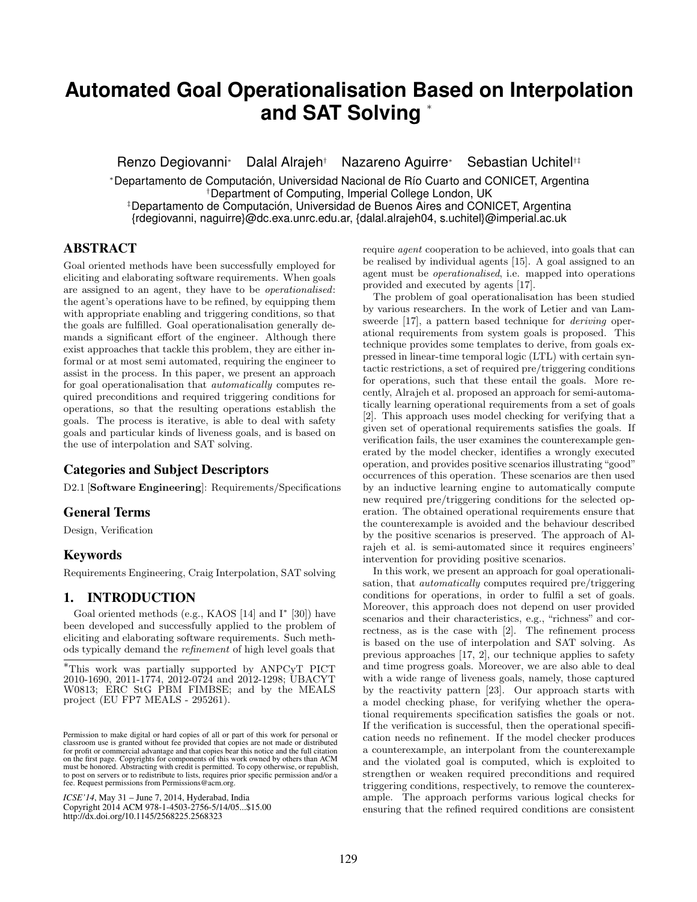# Automated Goal Operationalisation Based on Interpolation and SAT Solving [*]

Renzo Degiovanni[*] Dalal Alrajeh[†] Nazareno Aguirre[*] Sebastian Uchitel[†‡]

[*]Departamento de Computación, Universidad Nacional de Río Cuarto and CONICET, Argentina
[†]Department of Computing, Imperial College London, UK
[‡]Departamento de Computación, Universidad de Buenos Aires and CONICET, Argentina
{rdegiovanni, naguirre}@dc.exa.unrc.edu.ar, {dalal.alrajeh04, s.uchitel}@imperial.ac.uk

## ABSTRACT

Goal oriented methods have been successfully employed for eliciting and elaborating software requirements. When goals are assigned to an agent, they have to be *operationalised*: the agent's operations have to be refined, by equipping them with appropriate enabling and triggering conditions, so that the goals are fulfilled. Goal operationalisation generally demands a significant effort of the engineer. Although there exist approaches that tackle this problem, they are either informal or at most semi automated, requiring the engineer to assist in the process. In this paper, we present an approach for goal operationalisation that *automatically* computes required preconditions and required triggering conditions for operations, so that the resulting operations establish the goals. The process is iterative, is able to deal with safety goals and particular kinds of liveness goals, and is based on the use of interpolation and SAT solving.

### Categories and Subject Descriptors

D2.1 [**Software Engineering**]: Requirements/Specifications

### General Terms

Design, Verification

### Keywords

Requirements Engineering, Craig Interpolation, SAT solving

## 1. INTRODUCTION

Goal oriented methods (e.g., KAOS [14] and I* [30]) have been developed and successfully applied to the problem of eliciting and elaborating software requirements. Such methods typically demand the *refinement* of high level goals that require *agent* cooperation to be achieved, into goals that can be realised by individual agents [15]. A goal assigned to an agent must be *operationalised*, i.e. mapped into operations provided and executed by agents [17].

The problem of goal operationalisation has been studied by various researchers. In the work of Letier and van Lamsweerde [17], a pattern based technique for *deriving* operational requirements from system goals is proposed. This technique provides some templates to derive, from goals expressed in linear-time temporal logic (LTL) with certain syntactic restrictions, a set of required pre/triggering conditions for operations, such that these entail the goals. More recently, Alrajeh et al. proposed an approach for semi-automatically learning operational requirements from a set of goals [2]. This approach uses model checking for verifying that a given set of operational requirements satisfies the goals. If verification fails, the user examines the counterexample generated by the model checker, identifies a wrongly executed operation, and provides positive scenarios illustrating "good" occurrences of this operation. These scenarios are then used by an inductive learning engine to automatically compute new required pre/triggering conditions for the selected operation. The obtained operational requirements ensure that the counterexample is avoided and the behaviour described by the positive scenarios is preserved. The approach of Alrajeh et al. is semi-automated since it requires engineers' intervention for providing positive scenarios.

In this work, we present an approach for goal operationalisation, that *automatically* computes required pre/triggering conditions for operations, in order to fulfil a set of goals. Moreover, this approach does not depend on user provided scenarios and their characteristics, e.g., "richness" and correctness, as is the case with [2]. The refinement process is based on the use of interpolation and SAT solving. As previous approaches [17, 2], our technique applies to safety and time progress goals. Moreover, we are also able to deal with a wide range of liveness goals, namely, those captured by the reactivity pattern [23]. Our approach starts with a model checking phase, for verifying whether the operational requirements specification satisfies the goals or not. If the verification is successful, then the operational specification needs no refinement. If the model checker produces a counterexample, an interpolant from the counterexample and the violated goal is computed, which is exploited to strengthen or weaken required preconditions and required triggering conditions, respectively, to remove the counterexample. The approach performs various logical checks for ensuring that the refined required conditions are consistent

[*]This work was partially supported by ANPCyT PICT 2010-1690, 2011-1774, 2012-0724 and 2012-1298; UBACYT W0813; ERC StG PBM FIMBSE; and by the MEALS project (EU FP7 MEALS - 295261).

Permission to make digital or hard copies of all or part of this work for personal or classroom use is granted without fee provided that copies are not made or distributed for profit or commercial advantage and that copies bear this notice and the full citation on the first page. Copyrights for components of this work owned by others than ACM must be honored. Abstracting with credit is permitted. To copy otherwise, or republish, to post on servers or to redistribute to lists, requires prior specific permission and/or a fee. Request permissions from Permissions@acm.org.

*ICSE'14*, May 31 – June 7, 2014, Hyderabad, India
Copyright 2014 ACM 978-1-4503-2756-5/14/05...$15.00
http://dx.doi.org/10.1145/2568225.2568323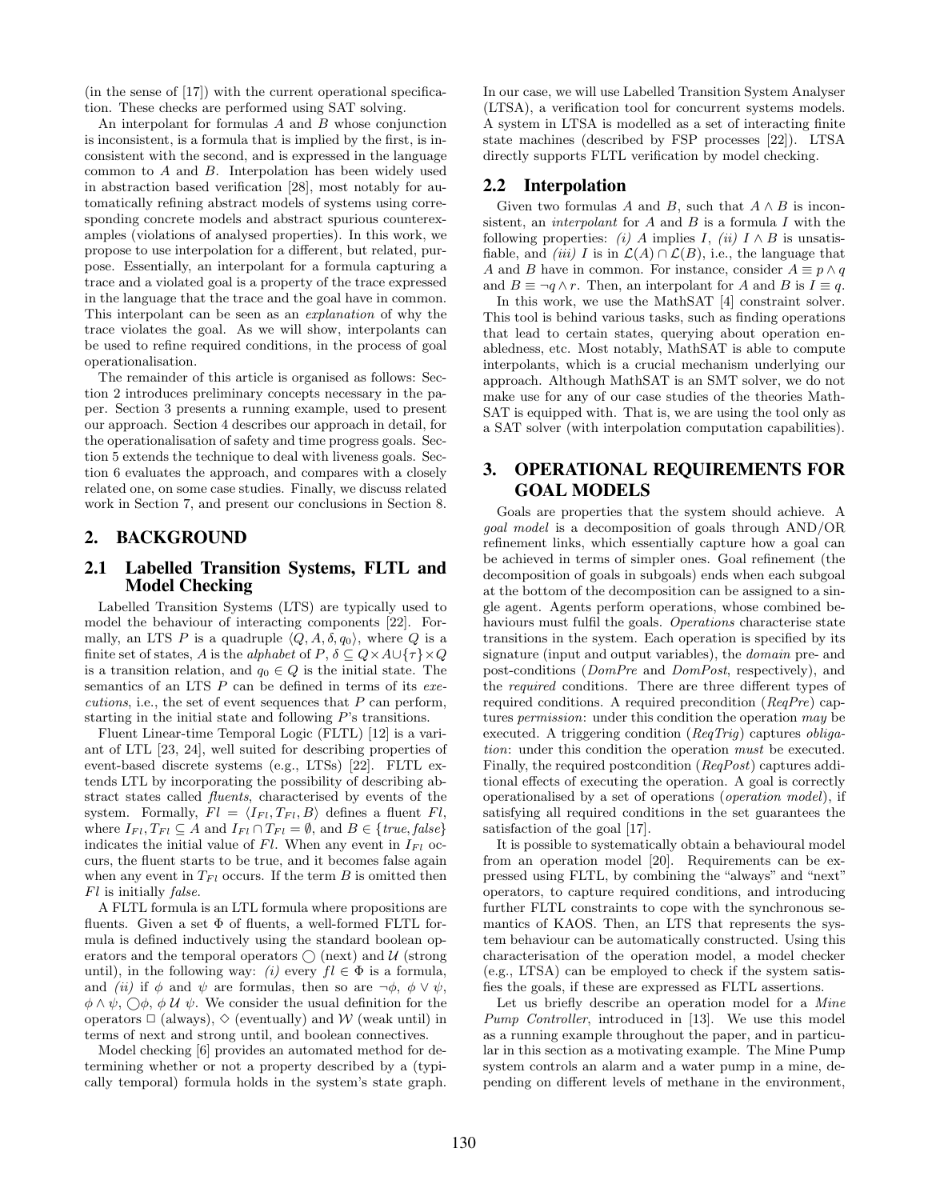(in the sense of [17]) with the current operational specification. These checks are performed using SAT solving.

An interpolant for formulas $A$ and $B$ whose conjunction is inconsistent, is a formula that is implied by the first, is inconsistent with the second, and is expressed in the language common to $A$ and $B$. Interpolation has been widely used in abstraction based verification [28], most notably for automatically refining abstract models of systems using corresponding concrete models and abstract spurious counterexamples (violations of analysed properties). In this work, we propose to use interpolation for a different, but related, purpose. Essentially, an interpolant for a formula capturing a trace and a violated goal is a property of the trace expressed in the language that the trace and the goal have in common. This interpolant can be seen as an *explanation* of why the trace violates the goal. As we will show, interpolants can be used to refine required conditions, in the process of goal operationalisation.

The remainder of this article is organised as follows: Section 2 introduces preliminary concepts necessary in the paper. Section 3 presents a running example, used to present our approach. Section 4 describes our approach in detail, for the operationalisation of safety and time progress goals. Section 5 extends the technique to deal with liveness goals. Section 6 evaluates the approach, and compares with a closely related one, on some case studies. Finally, we discuss related work in Section 7, and present our conclusions in Section 8.

## 2. BACKGROUND

### 2.1 Labelled Transition Systems, FLTL and Model Checking

Labelled Transition Systems (LTS) are typically used to model the behaviour of interacting components [22]. Formally, an LTS $P$ is a quadruple $\langle Q, A, \delta, q_0 \rangle$, where $Q$ is a finite set of states, $A$ is the *alphabet* of $P$, $\delta \subseteq Q \times A \cup \{\tau\} \times Q$ is a transition relation, and $q_0 \in Q$ is the initial state. The semantics of an LTS $P$ can be defined in terms of its *executions*, i.e., the set of event sequences that $P$ can perform, starting in the initial state and following $P$'s transitions.

Fluent Linear-time Temporal Logic (FLTL) [12] is a variant of LTL [23, 24], well suited for describing properties of event-based discrete systems (e.g., LTSs) [22]. FLTL extends LTL by incorporating the possibility of describing abstract states called *fluents*, characterised by events of the system. Formally, $Fl = \langle I_{Fl}, T_{Fl}, B \rangle$ defines a fluent $Fl$, where $I_{Fl}, T_{Fl} \subseteq A$ and $I_{Fl} \cap T_{Fl} = \emptyset$, and $B \in \{true, false\}$ indicates the initial value of $Fl$. When any event in $I_{Fl}$ occurs, the fluent starts to be true, and it becomes false again when any event in $T_{Fl}$ occurs. If the term $B$ is omitted then $Fl$ is initially *false*.

A FLTL formula is an LTL formula where propositions are fluents. Given a set $\Phi$ of fluents, a well-formed FLTL formula is defined inductively using the standard boolean operators and the temporal operators $\bigcirc$ (next) and $\mathcal{U}$ (strong until), in the following way: *(i)* every $fl \in \Phi$ is a formula, and *(ii)* if $\phi$ and $\psi$ are formulas, then so are $\neg\phi$, $\phi \vee \psi$, $\phi \wedge \psi$, $\bigcirc\phi$, $\phi\ \mathcal{U}\ \psi$. We consider the usual definition for the operators $\Box$ (always), $\Diamond$ (eventually) and $\mathcal{W}$ (weak until) in terms of next and strong until, and boolean connectives.

Model checking [6] provides an automated method for determining whether or not a property described by a (typically temporal) formula holds in the system's state graph. In our case, we will use Labelled Transition System Analyser (LTSA), a verification tool for concurrent systems models. A system in LTSA is modelled as a set of interacting finite state machines (described by FSP processes [22]). LTSA directly supports FLTL verification by model checking.

### 2.2 Interpolation

Given two formulas $A$ and $B$, such that $A \wedge B$ is inconsistent, an *interpolant* for $A$ and $B$ is a formula $I$ with the following properties: *(i)* $A$ implies $I$, *(ii)* $I \wedge B$ is unsatisfiable, and *(iii)* $I$ is in $\mathcal{L}(A) \cap \mathcal{L}(B)$, i.e., the language that $A$ and $B$ have in common. For instance, consider $A \equiv p \wedge q$ and $B \equiv \neg q \wedge r$. Then, an interpolant for $A$ and $B$ is $I \equiv q$.

In this work, we use the MathSAT [4] constraint solver. This tool is behind various tasks, such as finding operations that lead to certain states, querying about operation enabledness, etc. Most notably, MathSAT is able to compute interpolants, which is a crucial mechanism underlying our approach. Although MathSAT is an SMT solver, we do not make use for any of our case studies of the theories MathSAT is equipped with. That is, we are using the tool only as a SAT solver (with interpolation computation capabilities).

## 3. OPERATIONAL REQUIREMENTS FOR GOAL MODELS

Goals are properties that the system should achieve. A *goal model* is a decomposition of goals through AND/OR refinement links, which essentially capture how a goal can be achieved in terms of simpler ones. Goal refinement (the decomposition of goals in subgoals) ends when each subgoal at the bottom of the decomposition can be assigned to a single agent. Agents perform operations, whose combined behaviours must fulfil the goals. *Operations* characterise state transitions in the system. Each operation is specified by its signature (input and output variables), the *domain* pre- and post-conditions (*DomPre* and *DomPost*, respectively), and the *required* conditions. There are three different types of required conditions. A required precondition (*ReqPre*) captures *permission*: under this condition the operation *may* be executed. A triggering condition (*ReqTrig*) captures *obligation*: under this condition the operation *must* be executed. Finally, the required postcondition (*ReqPost*) captures additional effects of executing the operation. A goal is correctly operationalised by a set of operations (*operation model*), if satisfying all required conditions in the set guarantees the satisfaction of the goal [17].

It is possible to systematically obtain a behavioural model from an operation model [20]. Requirements can be expressed using FLTL, by combining the "always" and "next" operators, to capture required conditions, and introducing further FLTL constraints to cope with the synchronous semantics of KAOS. Then, an LTS that represents the system behaviour can be automatically constructed. Using this characterisation of the operation model, a model checker (e.g., LTSA) can be employed to check if the system satisfies the goals, if these are expressed as FLTL assertions.

Let us briefly describe an operation model for a *Mine Pump Controller*, introduced in [13]. We use this model as a running example throughout the paper, and in particular in this section as a motivating example. The Mine Pump system controls an alarm and a water pump in a mine, depending on different levels of methane in the environment,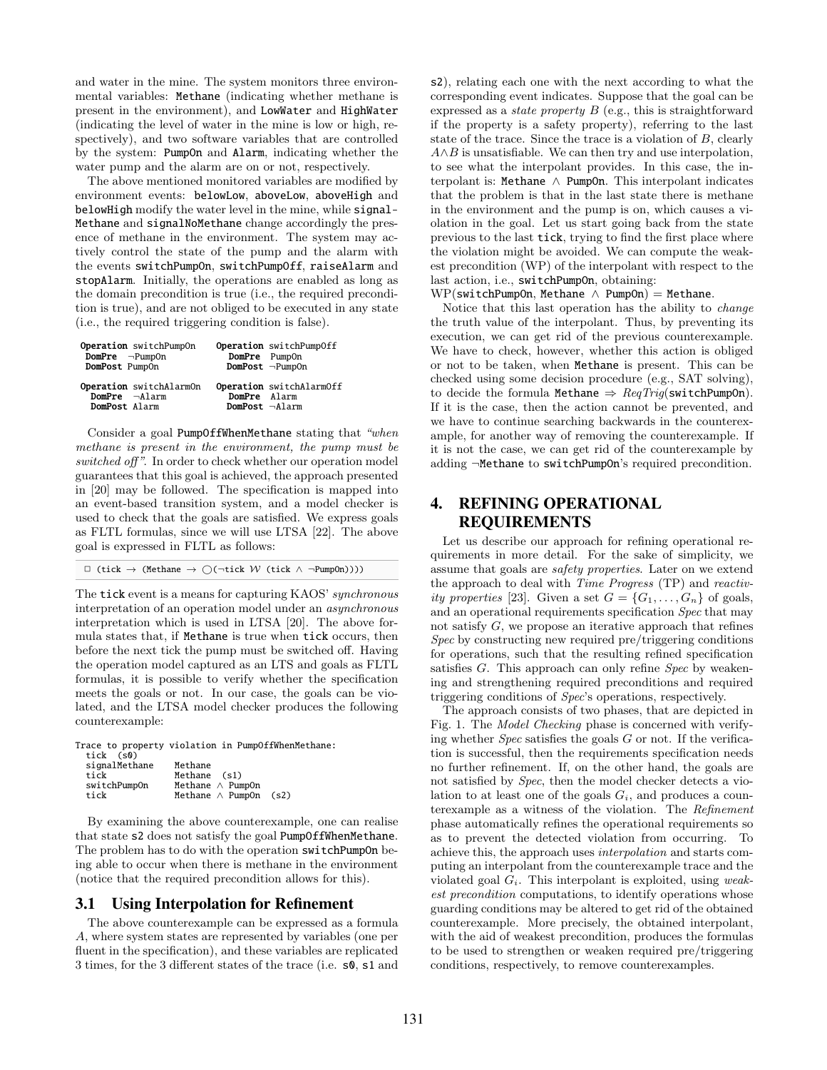and water in the mine. The system monitors three environmental variables: Methane (indicating whether methane is present in the environment), and LowWater and HighWater (indicating the level of water in the mine is low or high, respectively), and two software variables that are controlled by the system: PumpOn and Alarm, indicating whether the water pump and the alarm are on or not, respectively.

The above mentioned monitored variables are modified by environment events: belowLow, aboveLow, aboveHigh and belowHigh modify the water level in the mine, while signalMethane and signalNoMethane change accordingly the presence of methane in the environment. The system may actively control the state of the pump and the alarm with the events switchPumpOn, switchPumpOff, raiseAlarm and stopAlarm. Initially, the operations are enabled as long as the domain precondition is true (i.e., the required precondition is true), and are not obliged to be executed in any state (i.e., the required triggering condition is false).

```
Operation switchPumpOn        Operation switchPumpOff
 DomPre  ¬PumpOn                DomPre  PumpOn
 DomPost PumpOn                 DomPost ¬PumpOn

Operation switchAlarmOn       Operation switchAlarmOff
 DomPre  ¬Alarm                 DomPre  Alarm
 DomPost Alarm                  DomPost ¬Alarm
```

Consider a goal PumpOffWhenMethane stating that *"when methane is present in the environment, the pump must be switched off"*. In order to check whether our operation model guarantees that this goal is achieved, the approach presented in [20] may be followed. The specification is mapped into an event-based transition system, and a model checker is used to check that the goals are satisfied. We express goals as FLTL formulas, since we will use LTSA [22]. The above goal is expressed in FLTL as follows:

$$\Box\ (\texttt{tick} \rightarrow (\texttt{Methane} \rightarrow \bigcirc(\neg\texttt{tick}\ \mathcal{W}\ (\texttt{tick} \wedge \neg\texttt{PumpOn}))))$$

The tick event is a means for capturing KAOS' *synchronous* interpretation of an operation model under an *asynchronous* interpretation which is used in LTSA [20]. The above formula states that, if Methane is true when tick occurs, then before the next tick the pump must be switched off. Having the operation model captured as an LTS and goals as FLTL formulas, it is possible to verify whether the specification meets the goals or not. In our case, the goals can be violated, and the LTSA model checker produces the following counterexample:

```
Trace to property violation in PumpOffWhenMethane:
  tick  (s0)
  signalMethane    Methane
  tick             Methane  (s1)
  switchPumpOn     Methane ∧ PumpOn
  tick             Methane ∧ PumpOn  (s2)
```

By examining the above counterexample, one can realise that state s2 does not satisfy the goal PumpOffWhenMethane. The problem has to do with the operation switchPumpOn being able to occur when there is methane in the environment (notice that the required precondition allows for this).

### 3.1 Using Interpolation for Refinement

The above counterexample can be expressed as a formula $A$, where system states are represented by variables (one per fluent in the specification), and these variables are replicated 3 times, for the 3 different states of the trace (i.e. s0, s1 and s2), relating each one with the next according to what the corresponding event indicates. Suppose that the goal can be expressed as a *state property* $B$ (e.g., this is straightforward if the property is a safety property), referring to the last state of the trace. Since the trace is a violation of $B$, clearly $A \wedge B$ is unsatisfiable. We can then try and use interpolation, to see what the interpolant provides. In this case, the interpolant is: Methane $\wedge$ PumpOn. This interpolant indicates that the problem is that in the last state there is methane in the environment and the pump is on, which causes a violation in the goal. Let us start going back from the state previous to the last tick, trying to find the first place where the violation might be avoided. We can compute the weakest precondition (WP) of the interpolant with respect to the last action, i.e., switchPumpOn, obtaining:

WP(switchPumpOn, Methane $\wedge$ PumpOn) = Methane.

Notice that this last operation has the ability to *change* the truth value of the interpolant. Thus, by preventing its execution, we can get rid of the previous counterexample. We have to check, however, whether this action is obliged or not to be taken, when Methane is present. This can be checked using some decision procedure (e.g., SAT solving), to decide the formula Methane $\Rightarrow$ *ReqTrig*(switchPumpOn). If it is the case, then the action cannot be prevented, and we have to continue searching backwards in the counterexample, for another way of removing the counterexample. If it is not the case, we can get rid of the counterexample by adding $\neg$Methane to switchPumpOn's required precondition.

## 4. REFINING OPERATIONAL REQUIREMENTS

Let us describe our approach for refining operational requirements in more detail. For the sake of simplicity, we assume that goals are *safety properties*. Later on we extend the approach to deal with *Time Progress* (TP) and *reactivity properties* [23]. Given a set $G = \{G_1, \ldots, G_n\}$ of goals, and an operational requirements specification *Spec* that may not satisfy $G$, we propose an iterative approach that refines *Spec* by constructing new required pre/triggering conditions for operations, such that the resulting refined specification satisfies $G$. This approach can only refine *Spec* by weakening and strengthening required preconditions and required triggering conditions of *Spec*'s operations, respectively.

The approach consists of two phases, that are depicted in Fig. 1. The *Model Checking* phase is concerned with verifying whether *Spec* satisfies the goals $G$ or not. If the verification is successful, then the requirements specification needs no further refinement. If, on the other hand, the goals are not satisfied by *Spec*, then the model checker detects a violation to at least one of the goals $G_i$, and produces a counterexample as a witness of the violation. The *Refinement* phase automatically refines the operational requirements so as to prevent the detected violation from occurring. To achieve this, the approach uses *interpolation* and starts computing an interpolant from the counterexample trace and the violated goal $G_i$. This interpolant is exploited, using *weakest precondition* computations, to identify operations whose guarding conditions may be altered to get rid of the obtained counterexample. More precisely, the obtained interpolant, with the aid of weakest precondition, produces the formulas to be used to strengthen or weaken required pre/triggering conditions, respectively, to remove counterexamples.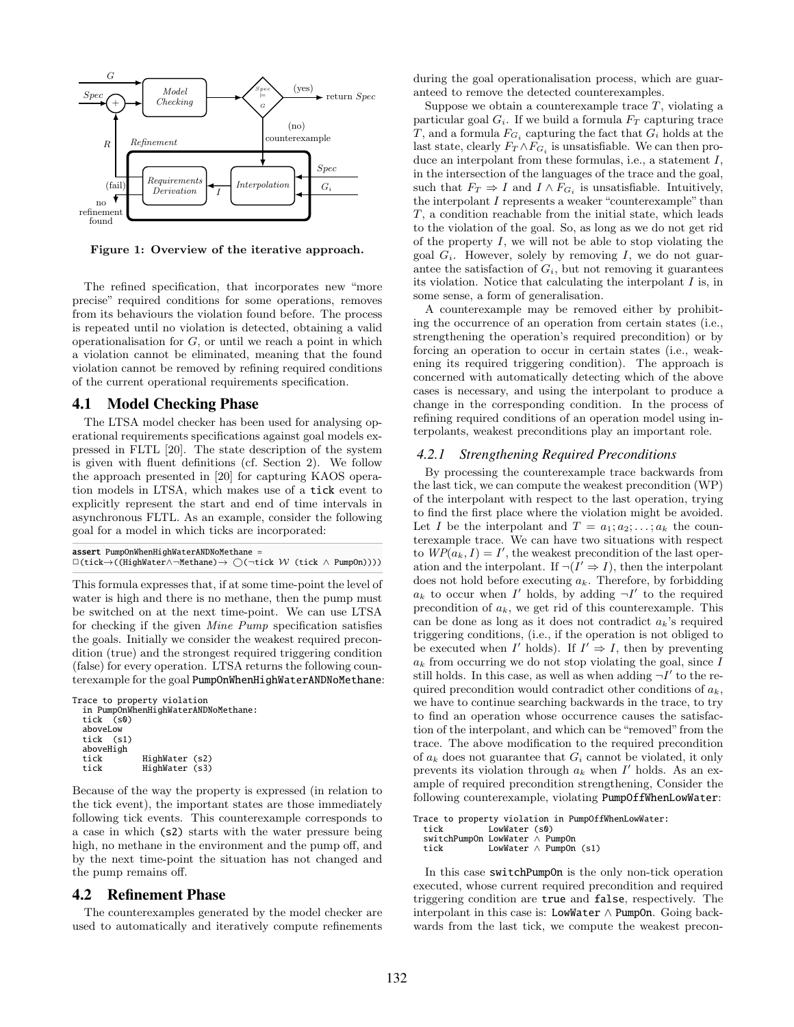Figure 1: Overview of the iterative approach.

The refined specification, that incorporates new "more precise" required conditions for some operations, removes from its behaviours the violation found before. The process is repeated until no violation is detected, obtaining a valid operationalisation for $G$, or until we reach a point in which a violation cannot be eliminated, meaning that the found violation cannot be removed by refining required conditions of the current operational requirements specification.

## 4.1 Model Checking Phase

The LTSA model checker has been used for analysing operational requirements specifications against goal models expressed in FLTL [20]. The state description of the system is given with fluent definitions (cf. Section 2). We follow the approach presented in [20] for capturing KAOS operation models in LTSA, which makes use of a `tick` event to explicitly represent the start and end of time intervals in asynchronous FLTL. As an example, consider the following goal for a model in which ticks are incorporated:

```
assert PumpOnWhenHighWaterANDNoMethane =
□(tick→((HighWater∧¬Methane)→ ◯(¬tick W (tick ∧ PumpOn))))
```

This formula expresses that, if at some time-point the level of water is high and there is no methane, then the pump must be switched on at the next time-point. We can use LTSA for checking if the given *Mine Pump* specification satisfies the goals. Initially we consider the weakest required precondition (true) and the strongest required triggering condition (false) for every operation. LTSA returns the following counterexample for the goal `PumpOnWhenHighWaterANDNoMethane`:

```
Trace to property violation
  in PumpOnWhenHighWaterANDNoMethane:
  tick  (s0)
  aboveLow
  tick  (s1)
  aboveHigh
  tick         HighWater (s2)
  tick         HighWater (s3)
```

Because of the way the property is expressed (in relation to the tick event), the important states are those immediately following tick events. This counterexample corresponds to a case in which (s2) starts with the water pressure being high, no methane in the environment and the pump off, and by the next time-point the situation has not changed and the pump remains off.

## 4.2 Refinement Phase

The counterexamples generated by the model checker are used to automatically and iteratively compute refinements during the goal operationalisation process, which are guaranteed to remove the detected counterexamples.

Suppose we obtain a counterexample trace $T$, violating a particular goal $G_i$. If we build a formula $F_T$ capturing trace $T$, and a formula $F_{G_i}$ capturing the fact that $G_i$ holds at the last state, clearly $F_T \wedge F_{G_i}$ is unsatisfiable. We can then produce an interpolant from these formulas, i.e., a statement $I$, in the intersection of the languages of the trace and the goal, such that $F_T \Rightarrow I$ and $I \wedge F_{G_i}$ is unsatisfiable. Intuitively, the interpolant $I$ represents a weaker "counterexample" than $T$, a condition reachable from the initial state, which leads to the violation of the goal. So, as long as we do not get rid of the property $I$, we will not be able to stop violating the goal $G_i$. However, solely by removing $I$, we do not guarantee the satisfaction of $G_i$, but not removing it guarantees its violation. Notice that calculating the interpolant $I$ is, in some sense, a form of generalisation.

A counterexample may be removed either by prohibiting the occurrence of an operation from certain states (i.e., strengthening the operation's required precondition) or by forcing an operation to occur in certain states (i.e., weakening its required triggering condition). The approach is concerned with automatically detecting which of the above cases is necessary, and using the interpolant to produce a change in the corresponding condition. In the process of refining required conditions of an operation model using interpolants, weakest preconditions play an important role.

### 4.2.1 Strengthening Required Preconditions

By processing the counterexample trace backwards from the last tick, we can compute the weakest precondition (WP) of the interpolant with respect to the last operation, trying to find the first place where the violation might be avoided. Let $I$ be the interpolant and $T = a_1; a_2; \ldots; a_k$ the counterexample trace. We can have two situations with respect to $WP(a_k, I) = I'$, the weakest precondition of the last operation and the interpolant. If $\neg(I' \Rightarrow I)$, then the interpolant does not hold before executing $a_k$. Therefore, by forbidding $a_k$ to occur when $I'$ holds, by adding $\neg I'$ to the required precondition of $a_k$, we get rid of this counterexample. This can be done as long as it does not contradict $a_k$'s required triggering conditions, (i.e., if the operation is not obliged to be executed when $I'$ holds). If $I' \Rightarrow I$, then by preventing $a_k$ from occurring we do not stop violating the goal, since $I$ still holds. In this case, as well as when adding $\neg I'$ to the required precondition would contradict other conditions of $a_k$, we have to continue searching backwards in the trace, to try to find an operation whose occurrence causes the satisfaction of the interpolant, and which can be "removed" from the trace. The above modification to the required precondition of $a_k$ does not guarantee that $G_i$ cannot be violated, it only prevents its violation through $a_k$ when $I'$ holds. As an example of required precondition strengthening, Consider the following counterexample, violating `PumpOffWhenLowWater`:

```
Trace to property violation in PumpOffWhenLowWater:
  tick         LowWater (s0)
  switchPumpOn LowWater ∧ PumpOn
  tick         LowWater ∧ PumpOn (s1)
```

In this case `switchPumpOn` is the only non-tick operation executed, whose current required precondition and required triggering condition are `true` and `false`, respectively. The interpolant in this case is: $\mathtt{LowWater} \wedge \mathtt{PumpOn}$. Going backwards from the last tick, we compute the weakest precon-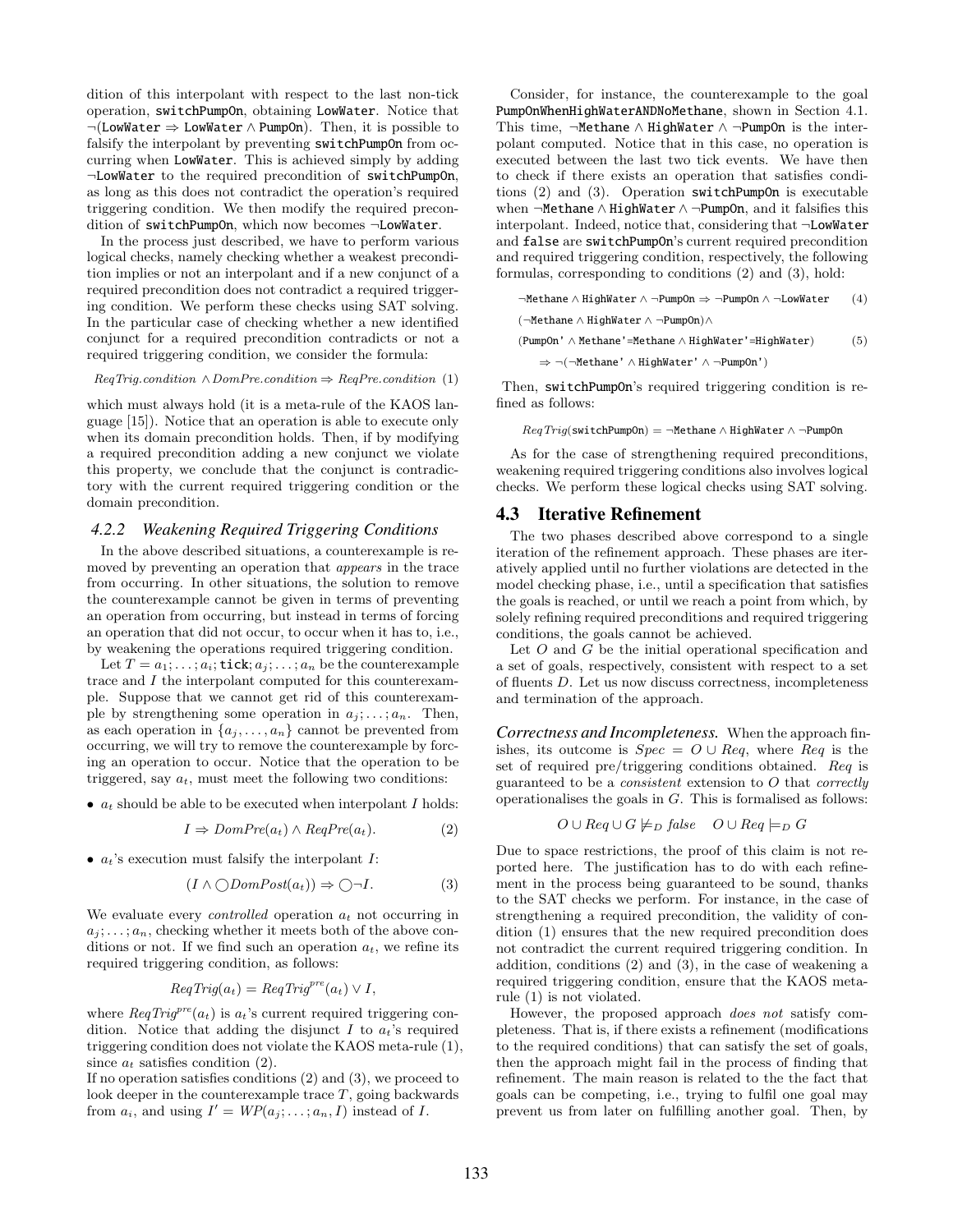dition of this interpolant with respect to the last non-tick operation, switchPumpOn, obtaining LowWater. Notice that $\neg(\texttt{LowWater} \Rightarrow \texttt{LowWater} \land \texttt{PumpOn})$. Then, it is possible to falsify the interpolant by preventing switchPumpOn from occurring when LowWater. This is achieved simply by adding $\neg$LowWater to the required precondition of switchPumpOn, as long as this does not contradict the operation's required triggering condition. We then modify the required precondition of switchPumpOn, which now becomes $\neg$LowWater.

In the process just described, we have to perform various logical checks, namely checking whether a weakest precondition implies or not an interpolant and if a new conjunct of a required precondition does not contradict a required triggering condition. We perform these checks using SAT solving. In the particular case of checking whether a new identified conjunct for a required precondition contradicts or not a required triggering condition, we consider the formula:

$$ReqTrig.condition \land DomPre.condition \Rightarrow ReqPre.condition \quad (1)$$

which must always hold (it is a meta-rule of the KAOS language [15]). Notice that an operation is able to execute only when its domain precondition holds. Then, if by modifying a required precondition adding a new conjunct we violate this property, we conclude that the conjunct is contradictory with the current required triggering condition or the domain precondition.

#### 4.2.2 Weakening Required Triggering Conditions

In the above described situations, a counterexample is removed by preventing an operation that *appears* in the trace from occurring. In other situations, the solution to remove the counterexample cannot be given in terms of preventing an operation from occurring, but instead in terms of forcing an operation that did not occur, to occur when it has to, i.e., by weakening the operations required triggering condition.

Let $T = a_1; \ldots; a_i; \texttt{tick}; a_j; \ldots; a_n$ be the counterexample trace and $I$ the interpolant computed for this counterexample. Suppose that we cannot get rid of this counterexample by strengthening some operation in $a_j; \ldots; a_n$. Then, as each operation in $\{a_j, \ldots, a_n\}$ cannot be prevented from occurring, we will try to remove the counterexample by forcing an operation to occur. Notice that the operation to be triggered, say $a_t$, must meet the following two conditions:

- $a_t$ should be able to be executed when interpolant $I$ holds:

$$I \Rightarrow DomPre(a_t) \land ReqPre(a_t). \quad (2)$$

- $a_t$'s execution must falsify the interpolant $I$:

$$(I \land \bigcirc DomPost(a_t)) \Rightarrow \bigcirc \neg I. \quad (3)$$

We evaluate every *controlled* operation $a_t$ not occurring in $a_j; \ldots; a_n$, checking whether it meets both of the above conditions or not. If we find such an operation $a_t$, we refine its required triggering condition, as follows:

$$ReqTrig(a_t) = ReqTrig^{pre}(a_t) \lor I,$$

where $ReqTrig^{pre}(a_t)$ is $a_t$'s current required triggering condition. Notice that adding the disjunct $I$ to $a_t$'s required triggering condition does not violate the KAOS meta-rule (1), since $a_t$ satisfies condition (2).

If no operation satisfies conditions (2) and (3), we proceed to look deeper in the counterexample trace $T$, going backwards from $a_i$, and using $I' = WP(a_j; \ldots; a_n, I)$ instead of $I$.

Consider, for instance, the counterexample to the goal PumpOnWhenHighWaterANDNoMethane, shown in Section 4.1. This time, $\neg\texttt{Methane} \land \texttt{HighWater} \land \neg\texttt{PumpOn}$ is the interpolant computed. Notice that in this case, no operation is executed between the last two tick events. We have then to check if there exists an operation that satisfies conditions (2) and (3). Operation switchPumpOn is executable when $\neg\texttt{Methane} \land \texttt{HighWater} \land \neg\texttt{PumpOn}$, and it falsifies this interpolant. Indeed, notice that, considering that $\neg$LowWater and false are switchPumpOn's current required precondition and required triggering condition, respectively, the following formulas, corresponding to conditions (2) and (3), hold:

$$\neg\texttt{Methane} \land \texttt{HighWater} \land \neg\texttt{PumpOn} \Rightarrow \neg\texttt{PumpOn} \land \neg\texttt{LowWater} \quad (4)$$

$$\begin{aligned}&(\neg\texttt{Methane} \land \texttt{HighWater} \land \neg\texttt{PumpOn}) \land \\ &(\texttt{PumpOn'} \land \texttt{Methane'=Methane} \land \texttt{HighWater'=HighWater}) \quad (5)\\ &\quad \Rightarrow \neg(\neg\texttt{Methane'} \land \texttt{HighWater'} \land \neg\texttt{PumpOn'})\end{aligned}$$

Then, switchPumpOn's required triggering condition is refined as follows:

$$ReqTrig(\texttt{switchPumpOn}) = \neg\texttt{Methane} \land \texttt{HighWater} \land \neg\texttt{PumpOn}$$

As for the case of strengthening required preconditions, weakening required triggering conditions also involves logical checks. We perform these logical checks using SAT solving.

### 4.3 Iterative Refinement

The two phases described above correspond to a single iteration of the refinement approach. These phases are iteratively applied until no further violations are detected in the model checking phase, i.e., until a specification that satisfies the goals is reached, or until we reach a point from which, by solely refining required preconditions and required triggering conditions, the goals cannot be achieved.

Let $O$ and $G$ be the initial operational specification and a set of goals, respectively, consistent with respect to a set of fluents $D$. Let us now discuss correctness, incompleteness and termination of the approach.

***Correctness and Incompleteness.*** When the approach finishes, its outcome is $Spec = O \cup Req$, where $Req$ is the set of required pre/triggering conditions obtained. $Req$ is guaranteed to be a *consistent* extension to $O$ that *correctly* operationalises the goals in $G$. This is formalised as follows:

$$O \cup Req \cup G \not\models_D false \qquad O \cup Req \models_D G$$

Due to space restrictions, the proof of this claim is not reported here. The justification has to do with each refinement in the process being guaranteed to be sound, thanks to the SAT checks we perform. For instance, in the case of strengthening a required precondition, the validity of condition (1) ensures that the new required precondition does not contradict the current required triggering condition. In addition, conditions (2) and (3), in the case of weakening a required triggering condition, ensure that the KAOS meta-rule (1) is not violated.

However, the proposed approach *does not* satisfy completeness. That is, if there exists a refinement (modifications to the required conditions) that can satisfy the set of goals, then the approach might fail in the process of finding that refinement. The main reason is related to the the fact that goals can be competing, i.e., trying to fulfil one goal may prevent us from later on fulfilling another goal. Then, by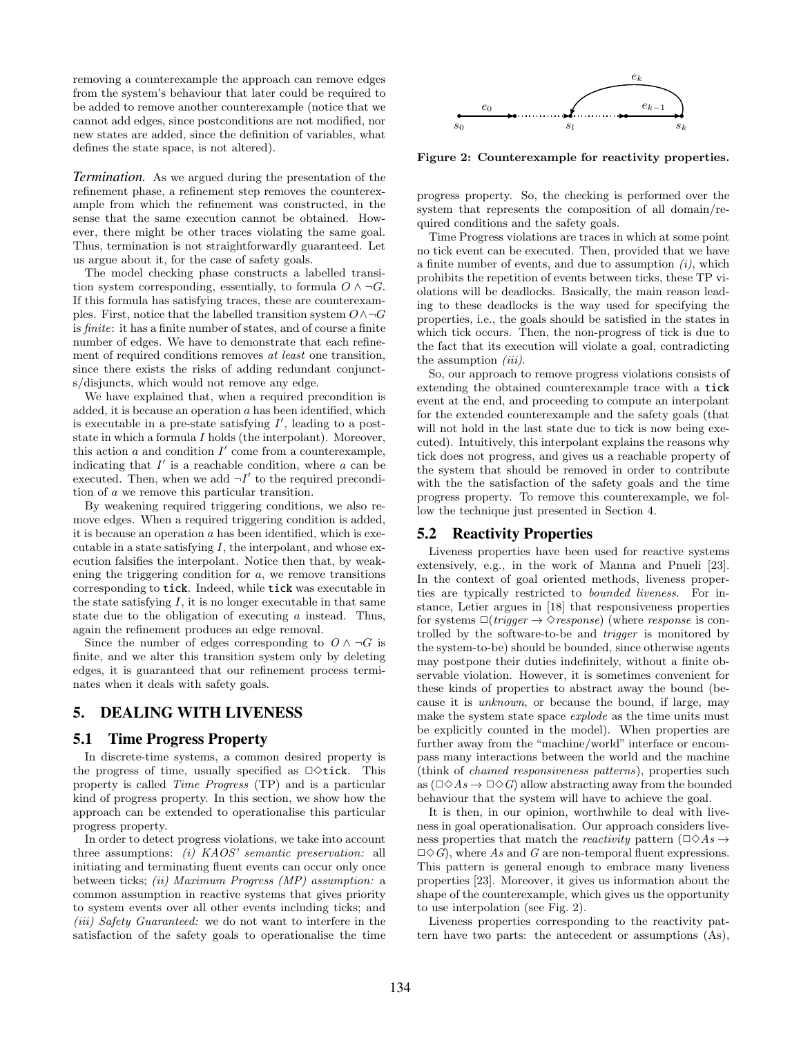removing a counterexample the approach can remove edges from the system's behaviour that later could be required to be added to remove another counterexample (notice that we cannot add edges, since postconditions are not modified, nor new states are added, since the definition of variables, what defines the state space, is not altered).

***Termination.*** As we argued during the presentation of the refinement phase, a refinement step removes the counterexample from which the refinement was constructed, in the sense that the same execution cannot be obtained. However, there might be other traces violating the same goal. Thus, termination is not straightforwardly guaranteed. Let us argue about it, for the case of safety goals.

The model checking phase constructs a labelled transition system corresponding, essentially, to formula $O \wedge \neg G$. If this formula has satisfying traces, these are counterexamples. First, notice that the labelled transition system $O \wedge \neg G$ is *finite*: it has a finite number of states, and of course a finite number of edges. We have to demonstrate that each refinement of required conditions removes *at least* one transition, since there exists the risks of adding redundant conjuncts/disjuncts, which would not remove any edge.

We have explained that, when a required precondition is added, it is because an operation $a$ has been identified, which is executable in a pre-state satisfying $I'$, leading to a post-state in which a formula $I$ holds (the interpolant). Moreover, this action $a$ and condition $I'$ come from a counterexample, indicating that $I'$ is a reachable condition, where $a$ can be executed. Then, when we add $\neg I'$ to the required precondition of $a$ we remove this particular transition.

By weakening required triggering conditions, we also remove edges. When a required triggering condition is added, it is because an operation $a$ has been identified, which is executable in a state satisfying $I$, the interpolant, and whose execution falsifies the interpolant. Notice then that, by weakening the triggering condition for $a$, we remove transitions corresponding to tick. Indeed, while tick was executable in the state satisfying $I$, it is no longer executable in that same state due to the obligation of executing $a$ instead. Thus, again the refinement produces an edge removal.

Since the number of edges corresponding to $O \wedge \neg G$ is finite, and we alter this transition system only by deleting edges, it is guaranteed that our refinement process terminates when it deals with safety goals.

## 5. DEALING WITH LIVENESS

### 5.1 Time Progress Property

In discrete-time systems, a common desired property is the progress of time, usually specified as $\Box\Diamond\texttt{tick}$. This property is called *Time Progress* (TP) and is a particular kind of progress property. In this section, we show how the approach can be extended to operationalise this particular progress property.

In order to detect progress violations, we take into account three assumptions: *(i) KAOS' semantic preservation:* all initiating and terminating fluent events can occur only once between ticks; *(ii) Maximum Progress (MP) assumption:* a common assumption in reactive systems that gives priority to system events over all other events including ticks; and *(iii) Safety Guaranteed:* we do not want to interfere in the satisfaction of the safety goals to operationalise the time progress property. So, the checking is performed over the system that represents the composition of all domain/required conditions and the safety goals.

Time Progress violations are traces in which at some point no tick event can be executed. Then, provided that we have a finite number of events, and due to assumption *(i)*, which prohibits the repetition of events between ticks, these TP violations will be deadlocks. Basically, the main reason leading to these deadlocks is the way used for specifying the properties, i.e., the goals should be satisfied in the states in which tick occurs. Then, the non-progress of tick is due to the fact that its execution will violate a goal, contradicting the assumption *(iii)*.

So, our approach to remove progress violations consists of extending the obtained counterexample trace with a tick event at the end, and proceeding to compute an interpolant for the extended counterexample and the safety goals (that will not hold in the last state due to tick is now being executed). Intuitively, this interpolant explains the reasons why tick does not progress, and gives us a reachable property of the system that should be removed in order to contribute with the the satisfaction of the safety goals and the time progress property. To remove this counterexample, we follow the technique just presented in Section 4.

### 5.2 Reactivity Properties

Liveness properties have been used for reactive systems extensively, e.g., in the work of Manna and Pnueli [23]. In the context of goal oriented methods, liveness properties are typically restricted to *bounded liveness*. For instance, Letier argues in [18] that responsiveness properties for systems $\Box(\textit{trigger} \rightarrow \Diamond \textit{response})$ (where *response* is controlled by the software-to-be and *trigger* is monitored by the system-to-be) should be bounded, since otherwise agents may postpone their duties indefinitely, without a finite observable violation. However, it is sometimes convenient for these kinds of properties to abstract away the bound (because it is *unknown*, or because the bound, if large, may make the system state space *explode* as the time units must be explicitly counted in the model). When properties are further away from the "machine/world" interface or encompass many interactions between the world and the machine (think of *chained responsiveness patterns*), properties such as $(\Box\Diamond As \rightarrow \Box\Diamond G)$ allow abstracting away from the bounded behaviour that the system will have to achieve the goal.

It is then, in our opinion, worthwhile to deal with liveness in goal operationalisation. Our approach considers liveness properties that match the *reactivity* pattern $(\Box\Diamond As \rightarrow \Box\Diamond G)$, where $As$ and $G$ are non-temporal fluent expressions. This pattern is general enough to embrace many liveness properties [23]. Moreover, it gives us information about the shape of the counterexample, which gives us the opportunity to use interpolation (see Fig. 2).

**Figure 2: Counterexample for reactivity properties.**

Liveness properties corresponding to the reactivity pattern have two parts: the antecedent or assumptions (As),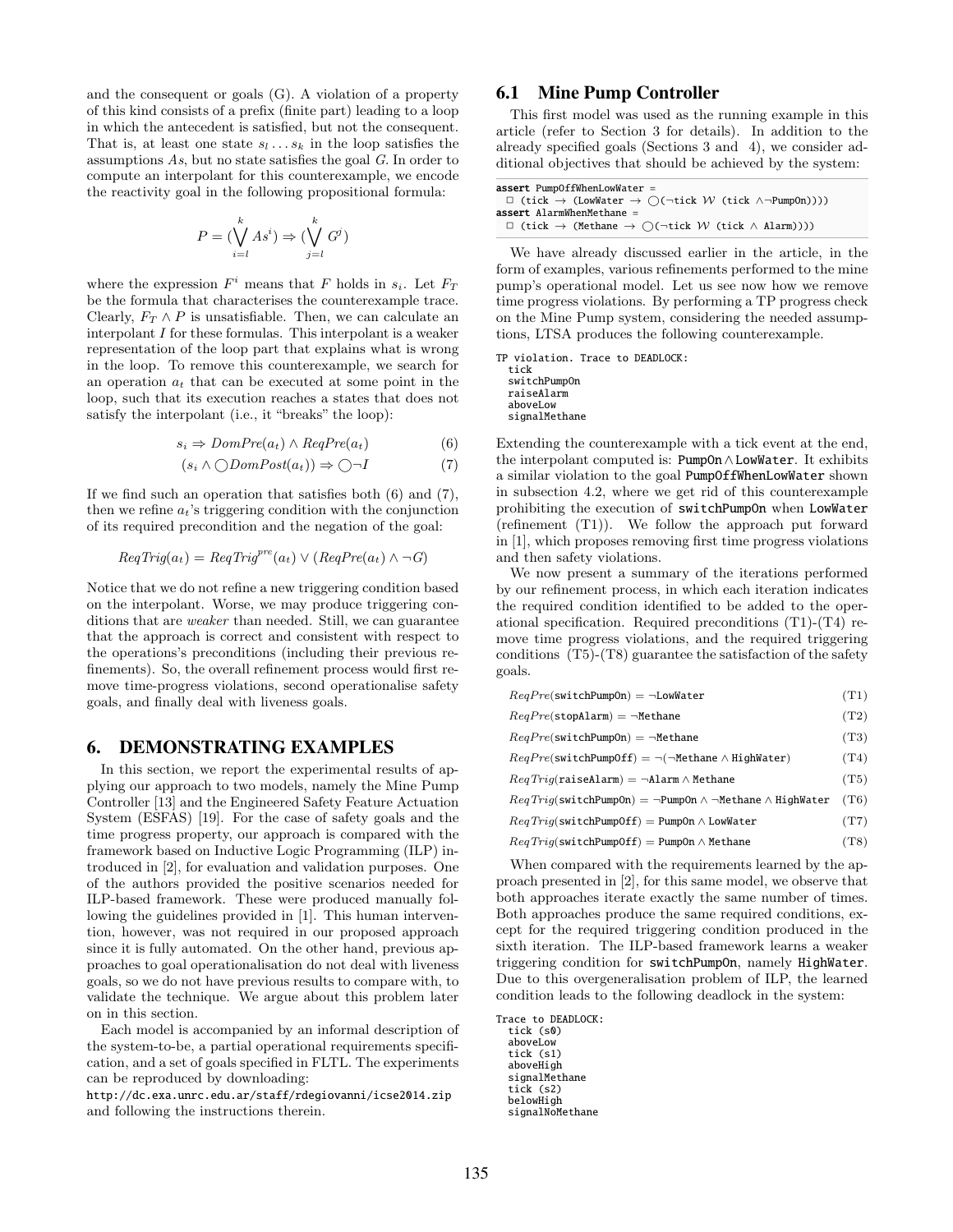and the consequent or goals (G). A violation of a property of this kind consists of a prefix (finite part) leading to a loop in which the antecedent is satisfied, but not the consequent. That is, at least one state $s_l \dots s_k$ in the loop satisfies the assumptions $As$, but no state satisfies the goal $G$. In order to compute an interpolant for this counterexample, we encode the reactivity goal in the following propositional formula:

$$P = (\bigvee_{i=l}^{k} As^i) \Rightarrow (\bigvee_{j=l}^{k} G^j)$$

where the expression $F^i$ means that $F$ holds in $s_i$. Let $F_T$ be the formula that characterises the counterexample trace. Clearly, $F_T \wedge P$ is unsatisfiable. Then, we can calculate an interpolant $I$ for these formulas. This interpolant is a weaker representation of the loop part that explains what is wrong in the loop. To remove this counterexample, we search for an operation $a_t$ that can be executed at some point in the loop, such that its execution reaches a states that does not satisfy the interpolant (i.e., it "breaks" the loop):

$$s_i \Rightarrow DomPre(a_t) \wedge ReqPre(a_t) \tag{6}$$

$$(s_i \wedge \bigcirc DomPost(a_t)) \Rightarrow \bigcirc \neg I \tag{7}$$

If we find such an operation that satisfies both (6) and (7), then we refine $a_t$'s triggering condition with the conjunction of its required precondition and the negation of the goal:

$$ReqTrig(a_t) = ReqTrig^{pre}(a_t) \vee (ReqPre(a_t) \wedge \neg G)$$

Notice that we do not refine a new triggering condition based on the interpolant. Worse, we may produce triggering conditions that are *weaker* than needed. Still, we can guarantee that the approach is correct and consistent with respect to the operations's preconditions (including their previous refinements). So, the overall refinement process would first remove time-progress violations, second operationalise safety goals, and finally deal with liveness goals.

## 6. DEMONSTRATING EXAMPLES

In this section, we report the experimental results of applying our approach to two models, namely the Mine Pump Controller [13] and the Engineered Safety Feature Actuation System (ESFAS) [19]. For the case of safety goals and the time progress property, our approach is compared with the framework based on Inductive Logic Programming (ILP) introduced in [2], for evaluation and validation purposes. One of the authors provided the positive scenarios needed for ILP-based framework. These were produced manually following the guidelines provided in [1]. This human intervention, however, was not required in our proposed approach since it is fully automated. On the other hand, previous approaches to goal operationalisation do not deal with liveness goals, so we do not have previous results to compare with, to validate the technique. We argue about this problem later on in this section.

Each model is accompanied by an informal description of the system-to-be, a partial operational requirements specification, and a set of goals specified in FLTL. The experiments can be reproduced by downloading:
http://dc.exa.unrc.edu.ar/staff/rdegiovanni/icse2014.zip
and following the instructions therein.

### 6.1 Mine Pump Controller

This first model was used as the running example in this article (refer to Section 3 for details). In addition to the already specified goals (Sections 3 and 4), we consider additional objectives that should be achieved by the system:

```
assert PumpOffWhenLowWater =
  □ (tick → (LowWater → ◯(¬tick W (tick ∧¬PumpOn))))
assert AlarmWhenMethane =
  □ (tick → (Methane → ◯(¬tick W (tick ∧ Alarm))))
```

We have already discussed earlier in the article, in the form of examples, various refinements performed to the mine pump's operational model. Let us see now how we remove time progress violations. By performing a TP progress check on the Mine Pump system, considering the needed assumptions, LTSA produces the following counterexample.

```
TP violation. Trace to DEADLOCK:
  tick
  switchPumpOn
  raiseAlarm
  aboveLow
  signalMethane
```

Extending the counterexample with a tick event at the end, the interpolant computed is: PumpOn $\wedge$ LowWater. It exhibits a similar violation to the goal PumpOffWhenLowWater shown in subsection 4.2, where we get rid of this counterexample prohibiting the execution of switchPumpOn when LowWater (refinement (T1)). We follow the approach put forward in [1], which proposes removing first time progress violations and then safety violations.

We now present a summary of the iterations performed by our refinement process, in which each iteration indicates the required condition identified to be added to the operational specification. Required preconditions (T1)-(T4) remove time progress violations, and the required triggering conditions (T5)-(T8) guarantee the satisfaction of the safety goals.

$$ReqPre(\texttt{switchPumpOn}) = \neg\texttt{LowWater} \tag{T1}$$

$$ReqPre(\texttt{stopAlarm}) = \neg\texttt{Methane} \tag{T2}$$

$$ReqPre(\texttt{switchPumpOn}) = \neg\texttt{Methane} \tag{T3}$$

$$ReqPre(\texttt{switchPumpOff}) = \neg(\neg\texttt{Methane} \wedge \texttt{HighWater}) \tag{T4}$$

$$ReqTrig(\texttt{raiseAlarm}) = \neg\texttt{Alarm} \wedge \texttt{Methane} \tag{T5}$$

$$ReqTrig(\texttt{switchPumpOn}) = \neg\texttt{PumpOn} \wedge \neg\texttt{Methane} \wedge \texttt{HighWater} \tag{T6}$$

$$ReqTrig(\texttt{switchPumpOff}) = \texttt{PumpOn} \wedge \texttt{LowWater} \tag{T7}$$

$$ReqTrig(\texttt{switchPumpOff}) = \texttt{PumpOn} \wedge \texttt{Methane} \tag{T8}$$

When compared with the requirements learned by the approach presented in [2], for this same model, we observe that both approaches iterate exactly the same number of times. Both approaches produce the same required conditions, except for the required triggering condition produced in the sixth iteration. The ILP-based framework learns a weaker triggering condition for switchPumpOn, namely HighWater. Due to this overgeneralisation problem of ILP, the learned condition leads to the following deadlock in the system:

```
Trace to DEADLOCK:
  tick (s0)
  aboveLow
  tick (s1)
  aboveHigh
  signalMethane
  tick (s2)
  belowHigh
  signalNoMethane
```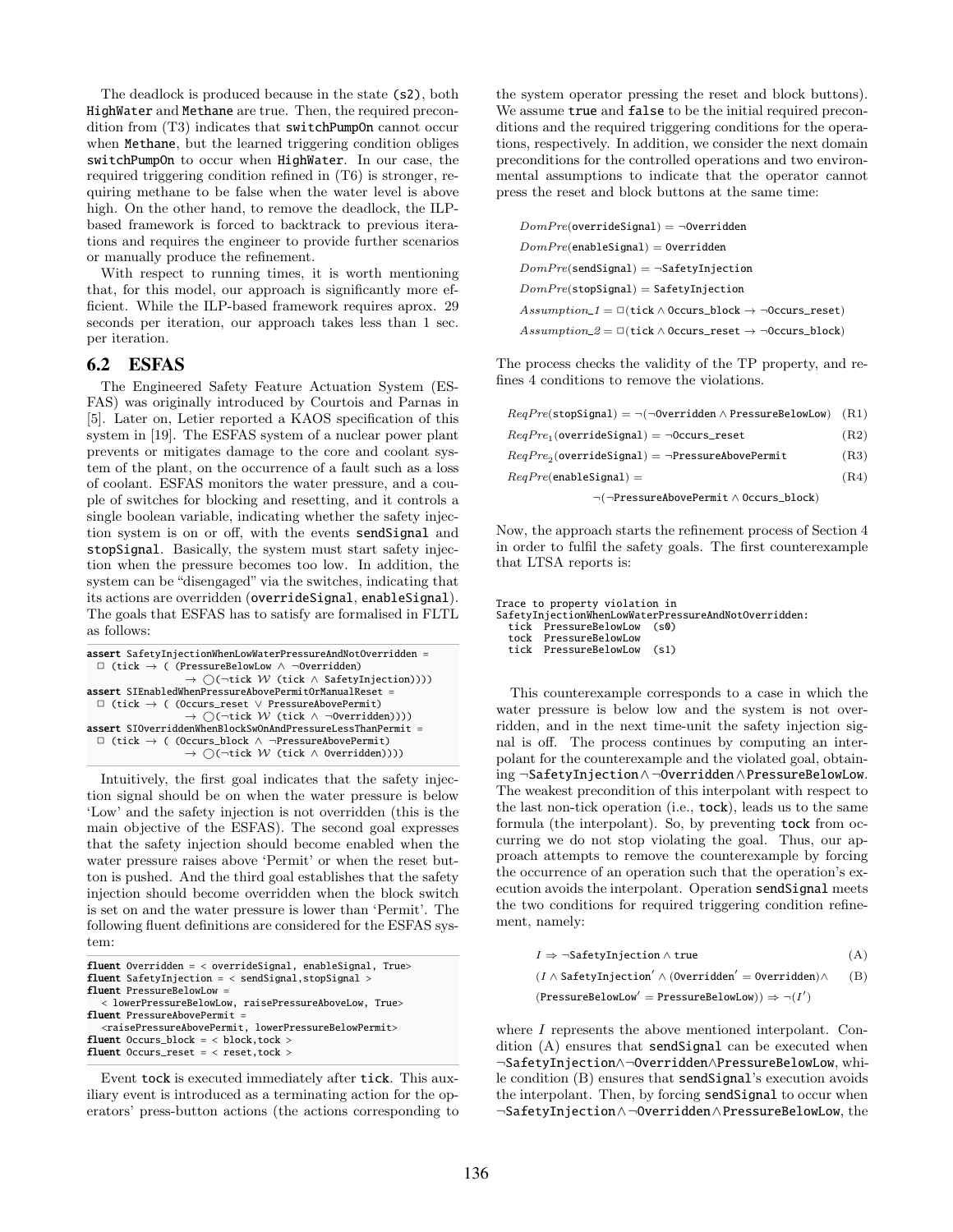The deadlock is produced because in the state (s2), both HighWater and Methane are true. Then, the required precondition from (T3) indicates that switchPumpOn cannot occur when Methane, but the learned triggering condition obliges switchPumpOn to occur when HighWater. In our case, the required triggering condition refined in (T6) is stronger, requiring methane to be false when the water level is above high. On the other hand, to remove the deadlock, the ILP-based framework is forced to backtrack to previous iterations and requires the engineer to provide further scenarios or manually produce the refinement.

With respect to running times, it is worth mentioning that, for this model, our approach is significantly more efficient. While the ILP-based framework requires aprox. 29 seconds per iteration, our approach takes less than 1 sec. per iteration.

## 6.2 ESFAS

The Engineered Safety Feature Actuation System (ESFAS) was originally introduced by Courtois and Parnas in [5]. Later on, Letier reported a KAOS specification of this system in [19]. The ESFAS system of a nuclear power plant prevents or mitigates damage to the core and coolant system of the plant, on the occurrence of a fault such as a loss of coolant. ESFAS monitors the water pressure, and a couple of switches for blocking and resetting, and it controls a single boolean variable, indicating whether the safety injection system is on or off, with the events sendSignal and stopSignal. Basically, the system must start safety injection when the pressure becomes too low. In addition, the system can be "disengaged" via the switches, indicating that its actions are overridden (overrideSignal, enableSignal). The goals that ESFAS has to satisfy are formalised in FLTL as follows:

```
assert SafetyInjectionWhenLowWaterPressureAndNotOverridden =
  □ (tick → ( (PressureBelowLow ∧ ¬Overridden)
                  → ◯(¬tick W (tick ∧ SafetyInjection))))
assert SIEnabledWhenPressureAbovePermitOrManualReset =
  □ (tick → ( (Occurs_reset ∨ PressureAbovePermit)
                  → ◯(¬tick W (tick ∧ ¬Overridden))))
assert SIOverriddenWhenBlockSwOnAndPressureLessThanPermit =
  □ (tick → ( (Occurs_block ∧ ¬PressureAbovePermit)
                  → ◯(¬tick W (tick ∧ Overridden))))
```

Intuitively, the first goal indicates that the safety injection signal should be on when the water pressure is below 'Low' and the safety injection is not overridden (this is the main objective of the ESFAS). The second goal expresses that the safety injection should become enabled when the water pressure raises above 'Permit' or when the reset button is pushed. And the third goal establishes that the safety injection should become overridden when the block switch is set on and the water pressure is lower than 'Permit'. The following fluent definitions are considered for the ESFAS system:

```
fluent Overridden = < overrideSignal, enableSignal, True>
fluent SafetyInjection = < sendSignal,stopSignal >
fluent PressureBelowLow =
   < lowerPressureBelowLow, raisePressureAboveLow, True>
fluent PressureAbovePermit =
   <raisePressureAbovePermit, lowerPressureBelowPermit>
fluent Occurs_block = < block,tock >
fluent Occurs_reset = < reset,tock >
```

Event tock is executed immediately after tick. This auxiliary event is introduced as a terminating action for the operators' press-button actions (the actions corresponding to the system operator pressing the reset and block buttons). We assume true and false to be the initial required preconditions and the required triggering conditions for the operations, respectively. In addition, we consider the next domain preconditions for the controlled operations and two environmental assumptions to indicate that the operator cannot press the reset and block buttons at the same time:

$$DomPre(\texttt{overrideSignal}) = \neg\texttt{Overridden}$$
$$DomPre(\texttt{enableSignal}) = \texttt{Overridden}$$
$$DomPre(\texttt{sendSignal}) = \neg\texttt{SafetyInjection}$$
$$DomPre(\texttt{stopSignal}) = \texttt{SafetyInjection}$$
$$Assumption\_1 = \Box(\texttt{tick} \wedge \texttt{Occurs\_block} \rightarrow \neg\texttt{Occurs\_reset})$$
$$Assumption\_2 = \Box(\texttt{tick} \wedge \texttt{Occurs\_reset} \rightarrow \neg\texttt{Occurs\_block})$$

The process checks the validity of the TP property, and refines 4 conditions to remove the violations.

$$ReqPre(\texttt{stopSignal}) = \neg(\neg\texttt{Overridden} \wedge \texttt{PressureBelowLow}) \quad \text{(R1)}$$
$$ReqPre_1(\texttt{overrideSignal}) = \neg\texttt{Occurs\_reset} \quad \text{(R2)}$$
$$ReqPre_2(\texttt{overrideSignal}) = \neg\texttt{PressureAbovePermit} \quad \text{(R3)}$$
$$ReqPre(\texttt{enableSignal}) = \neg(\neg\texttt{PressureAbovePermit} \wedge \texttt{Occurs\_block}) \quad \text{(R4)}$$

Now, the approach starts the refinement process of Section 4 in order to fulfil the safety goals. The first counterexample that LTSA reports is:

```
Trace to property violation in
SafetyInjectionWhenLowWaterPressureAndNotOverridden:
  tick  PressureBelowLow  (s0)
  tock  PressureBelowLow
  tick  PressureBelowLow  (s1)
```

This counterexample corresponds to a case in which the water pressure is below low and the system is not overridden, and in the next time-unit the safety injection signal is off. The process continues by computing an interpolant for the counterexample and the violated goal, obtaining ¬SafetyInjection∧¬Overridden∧PressureBelowLow. The weakest precondition of this interpolant with respect to the last non-tick operation (i.e., tock), leads us to the same formula (the interpolant). So, by preventing tock from occurring we do not stop violating the goal. Thus, our approach attempts to remove the counterexample by forcing the occurrence of an operation such that the operation's execution avoids the interpolant. Operation sendSignal meets the two conditions for required triggering condition refinement, namely:

$$I \Rightarrow \neg\texttt{SafetyInjection} \wedge \texttt{true} \quad \text{(A)}$$
$$(I \wedge \texttt{SafetyInjection}' \wedge (\texttt{Overridden}' = \texttt{Overridden}) \wedge (\texttt{PressureBelowLow}' = \texttt{PressureBelowLow})) \Rightarrow \neg(I') \quad \text{(B)}$$

where $I$ represents the above mentioned interpolant. Condition (A) ensures that sendSignal can be executed when ¬SafetyInjection∧¬Overridden∧PressureBelowLow, while condition (B) ensures that sendSignal's execution avoids the interpolant. Then, by forcing sendSignal to occur when ¬SafetyInjection∧¬Overridden∧PressureBelowLow, the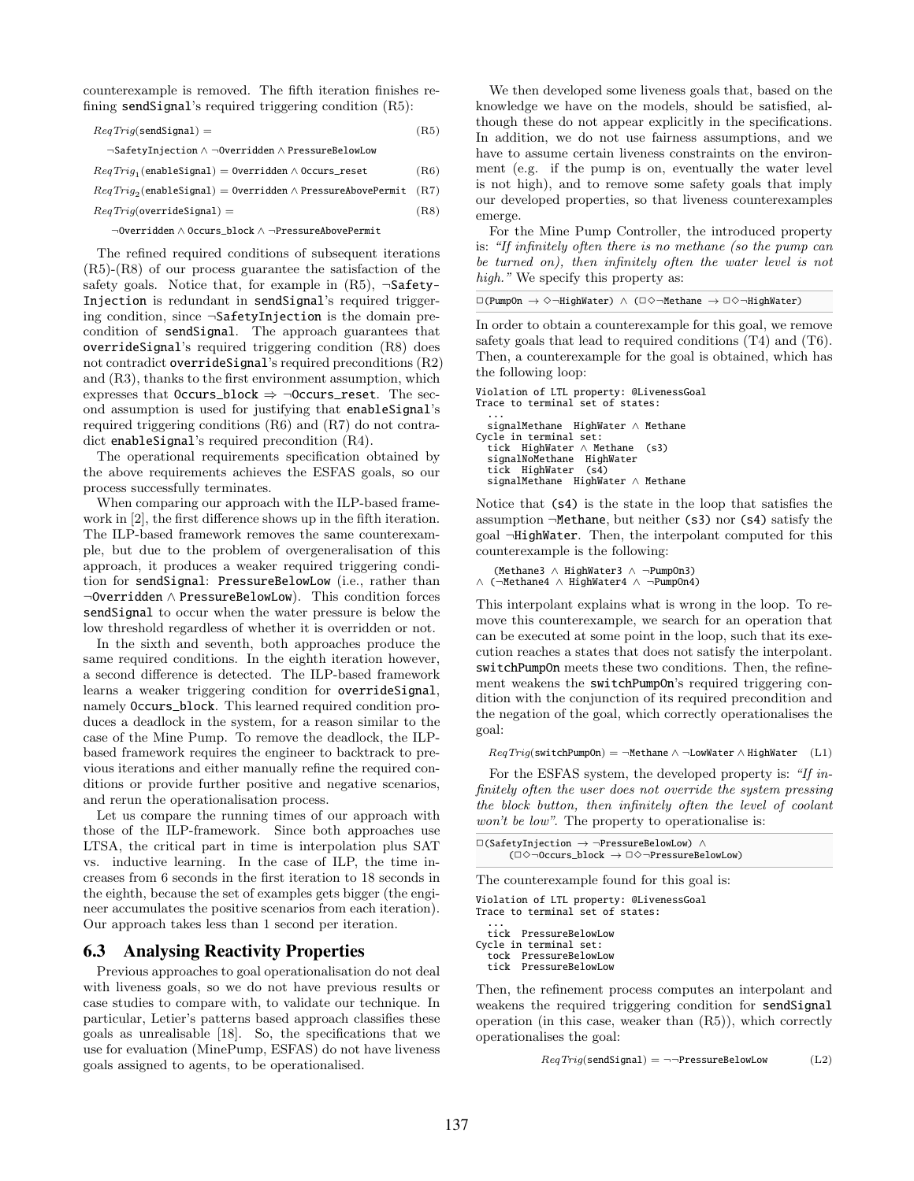counterexample is removed. The fifth iteration finishes refining sendSignal's required triggering condition (R5):

$$ReqTrig(\texttt{sendSignal}) = \qquad (R5)$$
$$\neg\texttt{SafetyInjection} \wedge \neg\texttt{Overridden} \wedge \texttt{PressureBelowLow}$$

$$ReqTrig_1(\texttt{enableSignal}) = \texttt{Overridden} \wedge \texttt{Occurs\_reset} \qquad (R6)$$

$$ReqTrig_2(\texttt{enableSignal}) = \texttt{Overridden} \wedge \texttt{PressureAbovePermit} \qquad (R7)$$

$$ReqTrig(\texttt{overrideSignal}) = \qquad (R8)$$
$$\neg\texttt{Overridden} \wedge \texttt{Occurs\_block} \wedge \neg\texttt{PressureAbovePermit}$$

The refined required conditions of subsequent iterations (R5)-(R8) of our process guarantee the satisfaction of the safety goals. Notice that, for example in (R5), ¬SafetyInjection is redundant in sendSignal's required triggering condition, since ¬SafetyInjection is the domain precondition of sendSignal. The approach guarantees that overrideSignal's required triggering condition (R8) does not contradict overrideSignal's required preconditions (R2) and (R3), thanks to the first environment assumption, which expresses that Occurs_block ⇒ ¬Occurs_reset. The second assumption is used for justifying that enableSignal's required triggering conditions (R6) and (R7) do not contradict enableSignal's required precondition (R4).

The operational requirements specification obtained by the above requirements achieves the ESFAS goals, so our process successfully terminates.

When comparing our approach with the ILP-based framework in [2], the first difference shows up in the fifth iteration. The ILP-based framework removes the same counterexample, but due to the problem of overgeneralisation of this approach, it produces a weaker required triggering condition for sendSignal: PressureBelowLow (i.e., rather than ¬Overridden ∧ PressureBelowLow). This condition forces sendSignal to occur when the water pressure is below the low threshold regardless of whether it is overridden or not.

In the sixth and seventh, both approaches produce the same required conditions. In the eighth iteration however, a second difference is detected. The ILP-based framework learns a weaker triggering condition for overrideSignal, namely Occurs_block. This learned required condition produces a deadlock in the system, for a reason similar to the case of the Mine Pump. To remove the deadlock, the ILP-based framework requires the engineer to backtrack to previous iterations and either manually refine the required conditions or provide further positive and negative scenarios, and rerun the operationalisation process.

Let us compare the running times of our approach with those of the ILP-framework. Since both approaches use LTSA, the critical part in time is interpolation plus SAT vs. inductive learning. In the case of ILP, the time increases from 6 seconds in the first iteration to 18 seconds in the eighth, because the set of examples gets bigger (the engineer accumulates the positive scenarios from each iteration). Our approach takes less than 1 second per iteration.

## 6.3 Analysing Reactivity Properties

Previous approaches to goal operationalisation do not deal with liveness goals, so we do not have previous results or case studies to compare with, to validate our technique. In particular, Letier's patterns based approach classifies these goals as unrealisable [18]. So, the specifications that we use for evaluation (MinePump, ESFAS) do not have liveness goals assigned to agents, to be operationalised.

We then developed some liveness goals that, based on the knowledge we have on the models, should be satisfied, although these do not appear explicitly in the specifications. In addition, we do not use fairness assumptions, and we have to assume certain liveness constraints on the environment (e.g. if the pump is on, eventually the water level is not high), and to remove some safety goals that imply our developed properties, so that liveness counterexamples emerge.

For the Mine Pump Controller, the introduced property is: *"If infinitely often there is no methane (so the pump can be turned on), then infinitely often the water level is not high."* We specify this property as:

```
□(PumpOn → ◇¬HighWater) ∧ (□◇¬Methane → □◇¬HighWater)
```

In order to obtain a counterexample for this goal, we remove safety goals that lead to required conditions (T4) and (T6). Then, a counterexample for the goal is obtained, which has the following loop:

```
Violation of LTL property: @LivenessGoal
Trace to terminal set of states:
  ...
  signalMethane  HighWater ∧ Methane
Cycle in terminal set:
  tick  HighWater ∧ Methane  (s3)
  signalNoMethane  HighWater
  tick  HighWater  (s4)
  signalMethane  HighWater ∧ Methane
```

Notice that (s4) is the state in the loop that satisfies the assumption ¬Methane, but neither (s3) nor (s4) satisfy the goal ¬HighWater. Then, the interpolant computed for this counterexample is the following:

```
   (Methane3 ∧ HighWater3 ∧ ¬PumpOn3)
∧ (¬Methane4 ∧ HighWater4 ∧ ¬PumpOn4)
```

This interpolant explains what is wrong in the loop. To remove this counterexample, we search for an operation that can be executed at some point in the loop, such that its execution reaches a states that does not satisfy the interpolant. switchPumpOn meets these two conditions. Then, the refinement weakens the switchPumpOn's required triggering condition with the conjunction of its required precondition and the negation of the goal, which correctly operationalises the goal:

$$ReqTrig(\texttt{switchPumpOn}) = \neg\texttt{Methane} \wedge \neg\texttt{LowWater} \wedge \texttt{HighWater} \qquad (L1)$$

For the ESFAS system, the developed property is: *"If infinitely often the user does not override the system pressing the block button, then infinitely often the level of coolant won't be low"*. The property to operationalise is:

```
□(SafetyInjection → ¬PressureBelowLow) ∧
      (□◇¬Occurs_block → □◇¬PressureBelowLow)
```

The counterexample found for this goal is:

```
Violation of LTL property: @LivenessGoal
Trace to terminal set of states:
  ...
  tick  PressureBelowLow
Cycle in terminal set:
  tock  PressureBelowLow
  tick  PressureBelowLow
```

Then, the refinement process computes an interpolant and weakens the required triggering condition for sendSignal operation (in this case, weaker than (R5)), which correctly operationalises the goal:

$$ReqTrig(\texttt{sendSignal}) = \neg\neg\texttt{PressureBelowLow} \qquad (L2)$$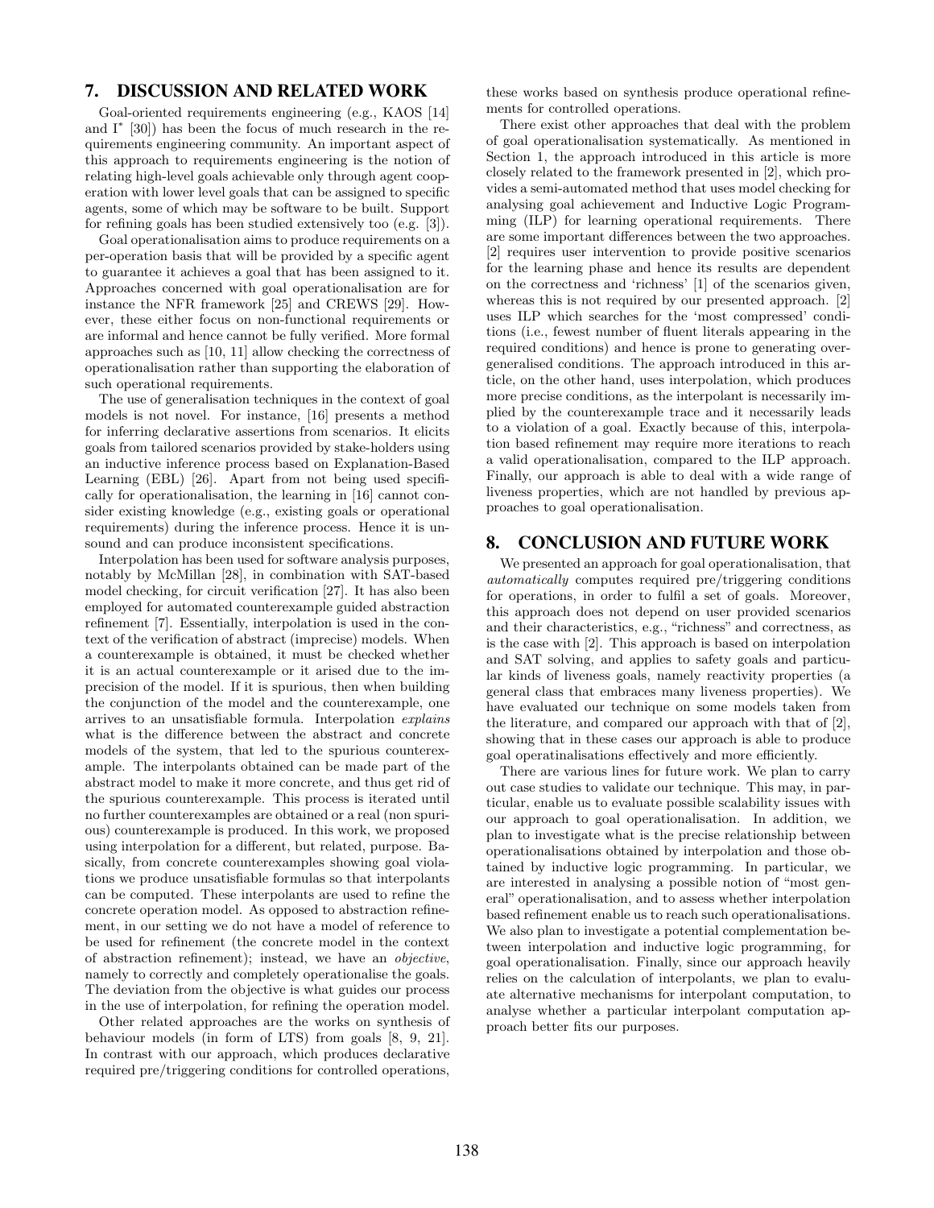## 7. DISCUSSION AND RELATED WORK

Goal-oriented requirements engineering (e.g., KAOS [14] and I* [30]) has been the focus of much research in the requirements engineering community. An important aspect of this approach to requirements engineering is the notion of relating high-level goals achievable only through agent cooperation with lower level goals that can be assigned to specific agents, some of which may be software to be built. Support for refining goals has been studied extensively too (e.g. [3]).

Goal operationalisation aims to produce requirements on a per-operation basis that will be provided by a specific agent to guarantee it achieves a goal that has been assigned to it. Approaches concerned with goal operationalisation are for instance the NFR framework [25] and CREWS [29]. However, these either focus on non-functional requirements or are informal and hence cannot be fully verified. More formal approaches such as [10, 11] allow checking the correctness of operationalisation rather than supporting the elaboration of such operational requirements.

The use of generalisation techniques in the context of goal models is not novel. For instance, [16] presents a method for inferring declarative assertions from scenarios. It elicits goals from tailored scenarios provided by stake-holders using an inductive inference process based on Explanation-Based Learning (EBL) [26]. Apart from not being used specifically for operationalisation, the learning in [16] cannot consider existing knowledge (e.g., existing goals or operational requirements) during the inference process. Hence it is unsound and can produce inconsistent specifications.

Interpolation has been used for software analysis purposes, notably by McMillan [28], in combination with SAT-based model checking, for circuit verification [27]. It has also been employed for automated counterexample guided abstraction refinement [7]. Essentially, interpolation is used in the context of the verification of abstract (imprecise) models. When a counterexample is obtained, it must be checked whether it is an actual counterexample or it arised due to the imprecision of the model. If it is spurious, then when building the conjunction of the model and the counterexample, one arrives to an unsatisfiable formula. Interpolation *explains* what is the difference between the abstract and concrete models of the system, that led to the spurious counterexample. The interpolants obtained can be made part of the abstract model to make it more concrete, and thus get rid of the spurious counterexample. This process is iterated until no further counterexamples are obtained or a real (non spurious) counterexample is produced. In this work, we proposed using interpolation for a different, but related, purpose. Basically, from concrete counterexamples showing goal violations we produce unsatisfiable formulas so that interpolants can be computed. These interpolants are used to refine the concrete operation model. As opposed to abstraction refinement, in our setting we do not have a model of reference to be used for refinement (the concrete model in the context of abstraction refinement); instead, we have an *objective*, namely to correctly and completely operationalise the goals. The deviation from the objective is what guides our process in the use of interpolation, for refining the operation model.

Other related approaches are the works on synthesis of behaviour models (in form of LTS) from goals [8, 9, 21]. In contrast with our approach, which produces declarative required pre/triggering conditions for controlled operations, these works based on synthesis produce operational refinements for controlled operations.

There exist other approaches that deal with the problem of goal operationalisation systematically. As mentioned in Section 1, the approach introduced in this article is more closely related to the framework presented in [2], which provides a semi-automated method that uses model checking for analysing goal achievement and Inductive Logic Programming (ILP) for learning operational requirements. There are some important differences between the two approaches. [2] requires user intervention to provide positive scenarios for the learning phase and hence its results are dependent on the correctness and 'richness' [1] of the scenarios given, whereas this is not required by our presented approach. [2] uses ILP which searches for the 'most compressed' conditions (i.e., fewest number of fluent literals appearing in the required conditions) and hence is prone to generating overgeneralised conditions. The approach introduced in this article, on the other hand, uses interpolation, which produces more precise conditions, as the interpolant is necessarily implied by the counterexample trace and it necessarily leads to a violation of a goal. Exactly because of this, interpolation based refinement may require more iterations to reach a valid operationalisation, compared to the ILP approach. Finally, our approach is able to deal with a wide range of liveness properties, which are not handled by previous approaches to goal operationalisation.

## 8. CONCLUSION AND FUTURE WORK

We presented an approach for goal operationalisation, that *automatically* computes required pre/triggering conditions for operations, in order to fulfil a set of goals. Moreover, this approach does not depend on user provided scenarios and their characteristics, e.g., "richness" and correctness, as is the case with [2]. This approach is based on interpolation and SAT solving, and applies to safety goals and particular kinds of liveness goals, namely reactivity properties (a general class that embraces many liveness properties). We have evaluated our technique on some models taken from the literature, and compared our approach with that of [2], showing that in these cases our approach is able to produce goal operatinalisations effectively and more efficiently.

There are various lines for future work. We plan to carry out case studies to validate our technique. This may, in particular, enable us to evaluate possible scalability issues with our approach to goal operationalisation. In addition, we plan to investigate what is the precise relationship between operationalisations obtained by interpolation and those obtained by inductive logic programming. In particular, we are interested in analysing a possible notion of "most general" operationalisation, and to assess whether interpolation based refinement enable us to reach such operationalisations. We also plan to investigate a potential complementation between interpolation and inductive logic programming, for goal operationalisation. Finally, since our approach heavily relies on the calculation of interpolants, we plan to evaluate alternative mechanisms for interpolant computation, to analyse whether a particular interpolant computation approach better fits our purposes.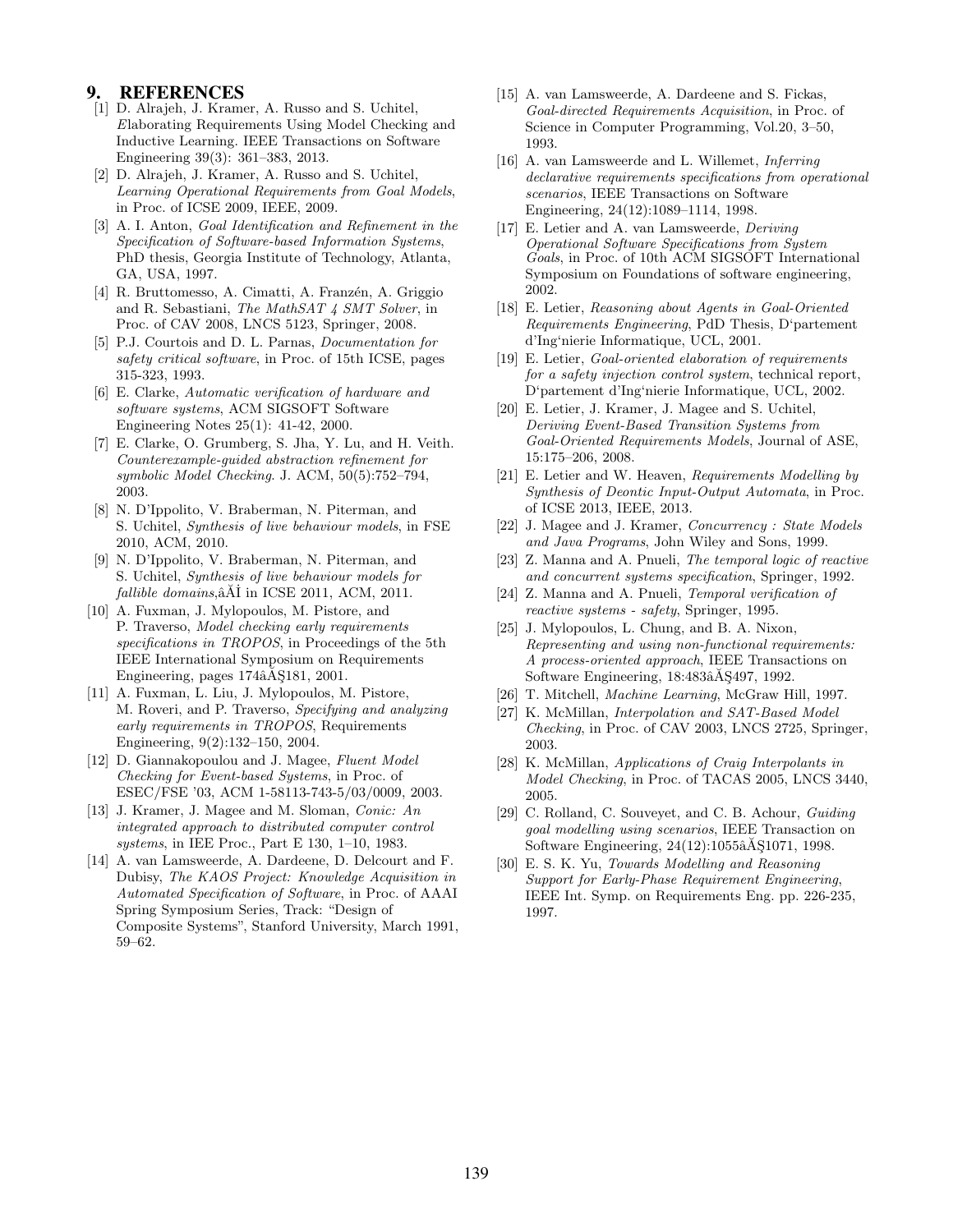## 9. REFERENCES

[1] D. Alrajeh, J. Kramer, A. Russo and S. Uchitel, *E*laborating Requirements Using Model Checking and Inductive Learning. IEEE Transactions on Software Engineering 39(3): 361–383, 2013.

[2] D. Alrajeh, J. Kramer, A. Russo and S. Uchitel, *Learning Operational Requirements from Goal Models*, in Proc. of ICSE 2009, IEEE, 2009.

[3] A. I. Anton, *Goal Identification and Refinement in the Specification of Software-based Information Systems*, PhD thesis, Georgia Institute of Technology, Atlanta, GA, USA, 1997.

[4] R. Bruttomesso, A. Cimatti, A. Franzén, A. Griggio and R. Sebastiani, *The MathSAT 4 SMT Solver*, in Proc. of CAV 2008, LNCS 5123, Springer, 2008.

[5] P.J. Courtois and D. L. Parnas, *Documentation for safety critical software*, in Proc. of 15th ICSE, pages 315-323, 1993.

[6] E. Clarke, *Automatic verification of hardware and software systems*, ACM SIGSOFT Software Engineering Notes 25(1): 41-42, 2000.

[7] E. Clarke, O. Grumberg, S. Jha, Y. Lu, and H. Veith. *Counterexample-guided abstraction refinement for symbolic Model Checking*. J. ACM, 50(5):752–794, 2003.

[8] N. D'Ippolito, V. Braberman, N. Piterman, and S. Uchitel, *Synthesis of live behaviour models*, in FSE 2010, ACM, 2010.

[9] N. D'Ippolito, V. Braberman, N. Piterman, and S. Uchitel, *Synthesis of live behaviour models for fallible domains*,âĂİ in ICSE 2011, ACM, 2011.

[10] A. Fuxman, J. Mylopoulos, M. Pistore, and P. Traverso, *Model checking early requirements specifications in TROPOS*, in Proceedings of the 5th IEEE International Symposium on Requirements Engineering, pages 174âĂŞ181, 2001.

[11] A. Fuxman, L. Liu, J. Mylopoulos, M. Pistore, M. Roveri, and P. Traverso, *Specifying and analyzing early requirements in TROPOS*, Requirements Engineering, 9(2):132–150, 2004.

[12] D. Giannakopoulou and J. Magee, *Fluent Model Checking for Event-based Systems*, in Proc. of ESEC/FSE '03, ACM 1-58113-743-5/03/0009, 2003.

[13] J. Kramer, J. Magee and M. Sloman, *Conic: An integrated approach to distributed computer control systems*, in IEE Proc., Part E 130, 1–10, 1983.

[14] A. van Lamsweerde, A. Dardeene, D. Delcourt and F. Dubisy, *The KAOS Project: Knowledge Acquisition in Automated Specification of Software*, in Proc. of AAAI Spring Symposium Series, Track: "Design of Composite Systems", Stanford University, March 1991, 59–62.

[15] A. van Lamsweerde, A. Dardeene and S. Fickas, *Goal-directed Requirements Acquisition*, in Proc. of Science in Computer Programming, Vol.20, 3–50, 1993.

[16] A. van Lamsweerde and L. Willemet, *Inferring declarative requirements specifications from operational scenarios*, IEEE Transactions on Software Engineering, 24(12):1089–1114, 1998.

[17] E. Letier and A. van Lamsweerde, *Deriving Operational Software Specifications from System Goals*, in Proc. of 10th ACM SIGSOFT International Symposium on Foundations of software engineering, 2002.

[18] E. Letier, *Reasoning about Agents in Goal-Oriented Requirements Engineering*, PdD Thesis, D'partement d'Ing'nierie Informatique, UCL, 2001.

[19] E. Letier, *Goal-oriented elaboration of requirements for a safety injection control system*, technical report, D'partement d'Ing'nierie Informatique, UCL, 2002.

[20] E. Letier, J. Kramer, J. Magee and S. Uchitel, *Deriving Event-Based Transition Systems from Goal-Oriented Requirements Models*, Journal of ASE, 15:175–206, 2008.

[21] E. Letier and W. Heaven, *Requirements Modelling by Synthesis of Deontic Input-Output Automata*, in Proc. of ICSE 2013, IEEE, 2013.

[22] J. Magee and J. Kramer, *Concurrency : State Models and Java Programs*, John Wiley and Sons, 1999.

[23] Z. Manna and A. Pnueli, *The temporal logic of reactive and concurrent systems specification*, Springer, 1992.

[24] Z. Manna and A. Pnueli, *Temporal verification of reactive systems - safety*, Springer, 1995.

[25] J. Mylopoulos, L. Chung, and B. A. Nixon, *Representing and using non-functional requirements: A process-oriented approach*, IEEE Transactions on Software Engineering, 18:483âĂŞ497, 1992.

[26] T. Mitchell, *Machine Learning*, McGraw Hill, 1997.

[27] K. McMillan, *Interpolation and SAT-Based Model Checking*, in Proc. of CAV 2003, LNCS 2725, Springer, 2003.

[28] K. McMillan, *Applications of Craig Interpolants in Model Checking*, in Proc. of TACAS 2005, LNCS 3440, 2005.

[29] C. Rolland, C. Souveyet, and C. B. Achour, *Guiding goal modelling using scenarios*, IEEE Transaction on Software Engineering, 24(12):1055âĂŞ1071, 1998.

[30] E. S. K. Yu, *Towards Modelling and Reasoning Support for Early-Phase Requirement Engineering*, IEEE Int. Symp. on Requirements Eng. pp. 226-235, 1997.